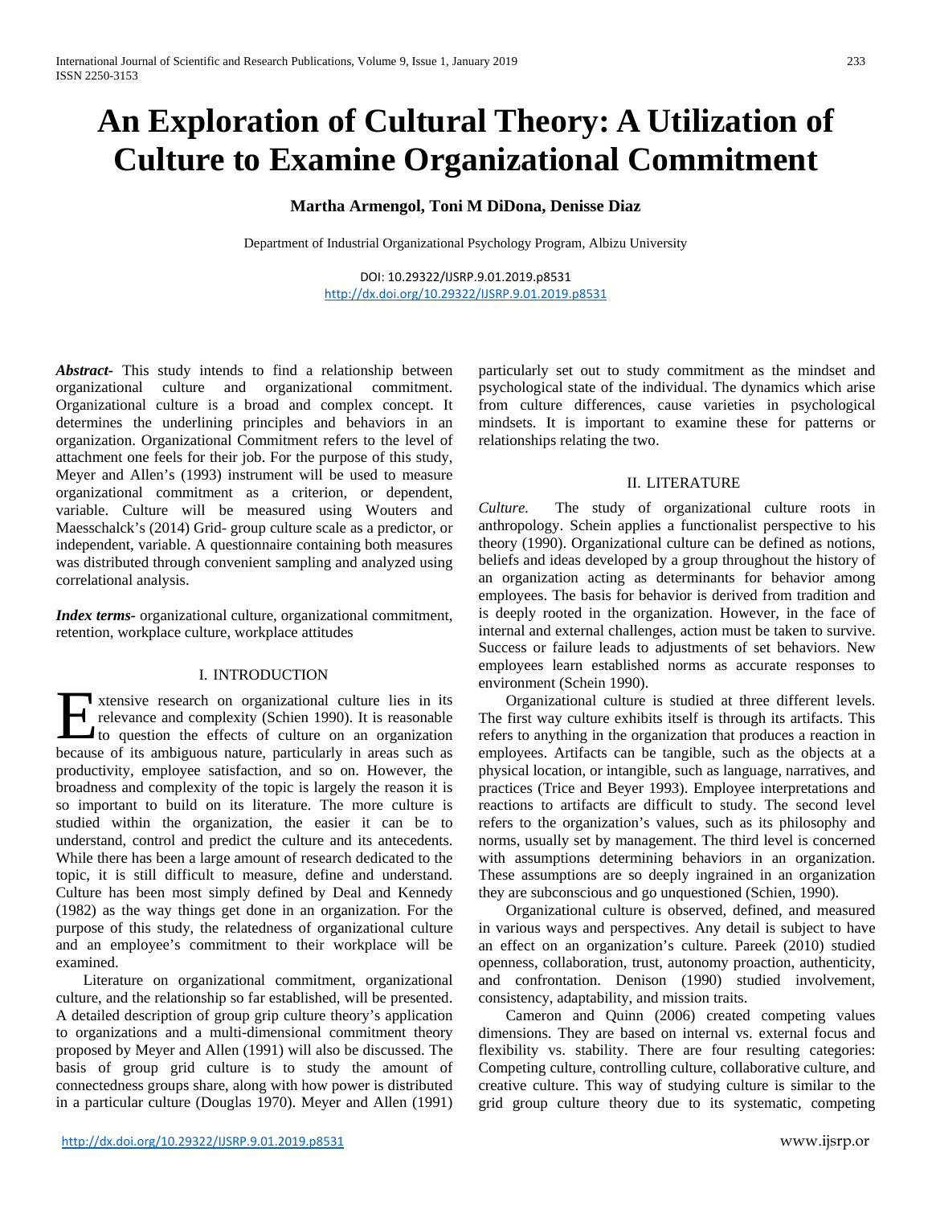// Spurious tokens surrounding the text: "ISSN 2250-3153" and the footer "www.ijsrp.or" — omitted as header/footer.

# An Exploration of Cultural Theory: A Utilization of Culture to Examine Organizational Commitment

**Martha Armengol, Toni M DiDona, Denisse Diaz**

Department of Industrial Organizational Psychology Program, Albizu University

DOI: 10.29322/IJSRP.9.01.2019.p8531
http://dx.doi.org/10.29322/IJSRP.9.01.2019.p8531

***Abstract-*** This study intends to find a relationship between organizational culture and organizational commitment. Organizational culture is a broad and complex concept. It determines the underlining principles and behaviors in an organization. Organizational Commitment refers to the level of attachment one feels for their job. For the purpose of this study, Meyer and Allen's (1993) instrument will be used to measure organizational commitment as a criterion, or dependent, variable. Culture will be measured using Wouters and Maesschalck's (2014) Grid- group culture scale as a predictor, or independent, variable. A questionnaire containing both measures was distributed through convenient sampling and analyzed using correlational analysis.

***Index terms-*** organizational culture, organizational commitment, retention, workplace culture, workplace attitudes

## I. INTRODUCTION

Extensive research on organizational culture lies in its relevance and complexity (Schien 1990). It is reasonable to question the effects of culture on an organization because of its ambiguous nature, particularly in areas such as productivity, employee satisfaction, and so on. However, the broadness and complexity of the topic is largely the reason it is so important to build on its literature. The more culture is studied within the organization, the easier it can be to understand, control and predict the culture and its antecedents. While there has been a large amount of research dedicated to the topic, it is still difficult to measure, define and understand. Culture has been most simply defined by Deal and Kennedy (1982) as the way things get done in an organization. For the purpose of this study, the relatedness of organizational culture and an employee's commitment to their workplace will be examined.

Literature on organizational commitment, organizational culture, and the relationship so far established, will be presented. A detailed description of group grip culture theory's application to organizations and a multi-dimensional commitment theory proposed by Meyer and Allen (1991) will also be discussed. The basis of group grid culture is to study the amount of connectedness groups share, along with how power is distributed in a particular culture (Douglas 1970). Meyer and Allen (1991) particularly set out to study commitment as the mindset and psychological state of the individual. The dynamics which arise from culture differences, cause varieties in psychological mindsets. It is important to examine these for patterns or relationships relating the two.

## II. LITERATURE

*Culture.* The study of organizational culture roots in anthropology. Schein applies a functionalist perspective to his theory (1990). Organizational culture can be defined as notions, beliefs and ideas developed by a group throughout the history of an organization acting as determinants for behavior among employees. The basis for behavior is derived from tradition and is deeply rooted in the organization. However, in the face of internal and external challenges, action must be taken to survive. Success or failure leads to adjustments of set behaviors. New employees learn established norms as accurate responses to environment (Schein 1990).

Organizational culture is studied at three different levels. The first way culture exhibits itself is through its artifacts. This refers to anything in the organization that produces a reaction in employees. Artifacts can be tangible, such as the objects at a physical location, or intangible, such as language, narratives, and practices (Trice and Beyer 1993). Employee interpretations and reactions to artifacts are difficult to study. The second level refers to the organization's values, such as its philosophy and norms, usually set by management. The third level is concerned with assumptions determining behaviors in an organization. These assumptions are so deeply ingrained in an organization they are subconscious and go unquestioned (Schien, 1990).

Organizational culture is observed, defined, and measured in various ways and perspectives. Any detail is subject to have an effect on an organization's culture. Pareek (2010) studied openness, collaboration, trust, autonomy proaction, authenticity, and confrontation. Denison (1990) studied involvement, consistency, adaptability, and mission traits.

Cameron and Quinn (2006) created competing values dimensions. They are based on internal vs. external focus and flexibility vs. stability. There are four resulting categories: Competing culture, controlling culture, collaborative culture, and creative culture. This way of studying culture is similar to the grid group culture theory due to its systematic, competing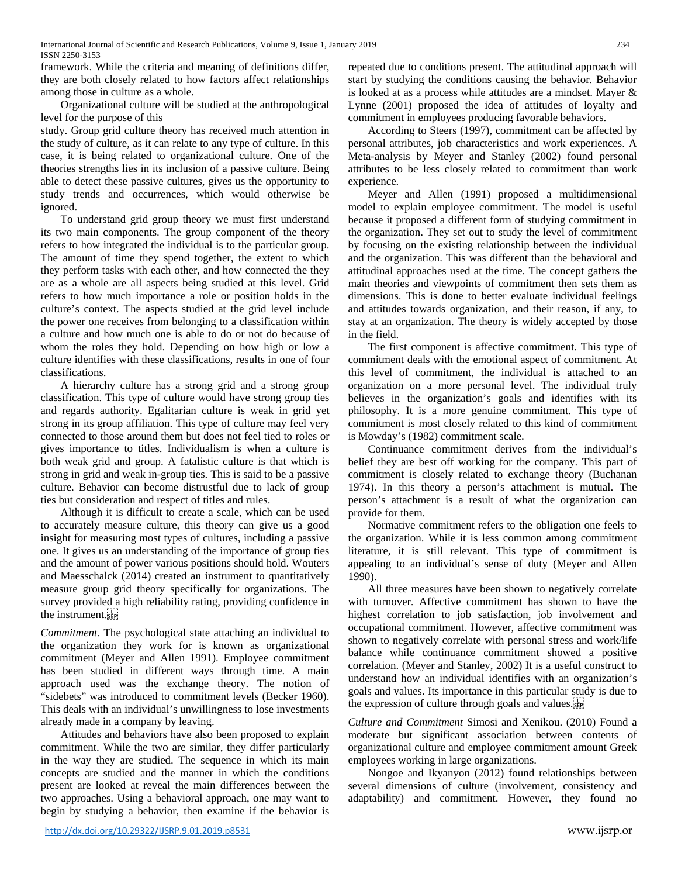framework. While the criteria and meaning of definitions differ, they are both closely related to how factors affect relationships among those in culture as a whole.

Organizational culture will be studied at the anthropological level for the purpose of this study. Group grid culture theory has received much attention in the study of culture, as it can relate to any type of culture. In this case, it is being related to organizational culture. One of the theories strengths lies in its inclusion of a passive culture. Being able to detect these passive cultures, gives us the opportunity to study trends and occurrences, which would otherwise be ignored.

To understand grid group theory we must first understand its two main components. The group component of the theory refers to how integrated the individual is to the particular group. The amount of time they spend together, the extent to which they perform tasks with each other, and how connected the they are as a whole are all aspects being studied at this level. Grid refers to how much importance a role or position holds in the culture's context. The aspects studied at the grid level include the power one receives from belonging to a classification within a culture and how much one is able to do or not do because of whom the roles they hold. Depending on how high or low a culture identifies with these classifications, results in one of four classifications.

A hierarchy culture has a strong grid and a strong group classification. This type of culture would have strong group ties and regards authority. Egalitarian culture is weak in grid yet strong in its group affiliation. This type of culture may feel very connected to those around them but does not feel tied to roles or gives importance to titles. Individualism is when a culture is both weak grid and group. A fatalistic culture is that which is strong in grid and weak in-group ties. This is said to be a passive culture. Behavior can become distrustful due to lack of group ties but consideration and respect of titles and rules.

Although it is difficult to create a scale, which can be used to accurately measure culture, this theory can give us a good insight for measuring most types of cultures, including a passive one. It gives us an understanding of the importance of group ties and the amount of power various positions should hold. Wouters and Maesschalck (2014) created an instrument to quantitatively measure group grid theory specifically for organizations. The survey provided a high reliability rating, providing confidence in the instrument.

*Commitment.* The psychological state attaching an individual to the organization they work for is known as organizational commitment (Meyer and Allen 1991). Employee commitment has been studied in different ways through time. A main approach used was the exchange theory. The notion of "sidebets" was introduced to commitment levels (Becker 1960). This deals with an individual's unwillingness to lose investments already made in a company by leaving.

Attitudes and behaviors have also been proposed to explain commitment. While the two are similar, they differ particularly in the way they are studied. The sequence in which its main concepts are studied and the manner in which the conditions present are looked at reveal the main differences between the two approaches. Using a behavioral approach, one may want to begin by studying a behavior, then examine if the behavior is repeated due to conditions present. The attitudinal approach will start by studying the conditions causing the behavior. Behavior is looked at as a process while attitudes are a mindset. Mayer & Lynne (2001) proposed the idea of attitudes of loyalty and commitment in employees producing favorable behaviors.

According to Steers (1997), commitment can be affected by personal attributes, job characteristics and work experiences. A Meta-analysis by Meyer and Stanley (2002) found personal attributes to be less closely related to commitment than work experience.

Meyer and Allen (1991) proposed a multidimensional model to explain employee commitment. The model is useful because it proposed a different form of studying commitment in the organization. They set out to study the level of commitment by focusing on the existing relationship between the individual and the organization. This was different than the behavioral and attitudinal approaches used at the time. The concept gathers the main theories and viewpoints of commitment then sets them as dimensions. This is done to better evaluate individual feelings and attitudes towards organization, and their reason, if any, to stay at an organization. The theory is widely accepted by those in the field.

The first component is affective commitment. This type of commitment deals with the emotional aspect of commitment. At this level of commitment, the individual is attached to an organization on a more personal level. The individual truly believes in the organization's goals and identifies with its philosophy. It is a more genuine commitment. This type of commitment is most closely related to this kind of commitment is Mowday's (1982) commitment scale.

Continuance commitment derives from the individual's belief they are best off working for the company. This part of commitment is closely related to exchange theory (Buchanan 1974). In this theory a person's attachment is mutual. The person's attachment is a result of what the organization can provide for them.

Normative commitment refers to the obligation one feels to the organization. While it is less common among commitment literature, it is still relevant. This type of commitment is appealing to an individual's sense of duty (Meyer and Allen 1990).

All three measures have been shown to negatively correlate with turnover. Affective commitment has shown to have the highest correlation to job satisfaction, job involvement and occupational commitment. However, affective commitment was shown to negatively correlate with personal stress and work/life balance while continuance commitment showed a positive correlation. (Meyer and Stanley, 2002) It is a useful construct to understand how an individual identifies with an organization's goals and values. Its importance in this particular study is due to the expression of culture through goals and values.

*Culture and Commitment* Simosi and Xenikou. (2010) Found a moderate but significant association between contents of organizational culture and employee commitment amount Greek employees working in large organizations.

Nongoe and Ikyanyon (2012) found relationships between several dimensions of culture (involvement, consistency and adaptability) and commitment. However, they found no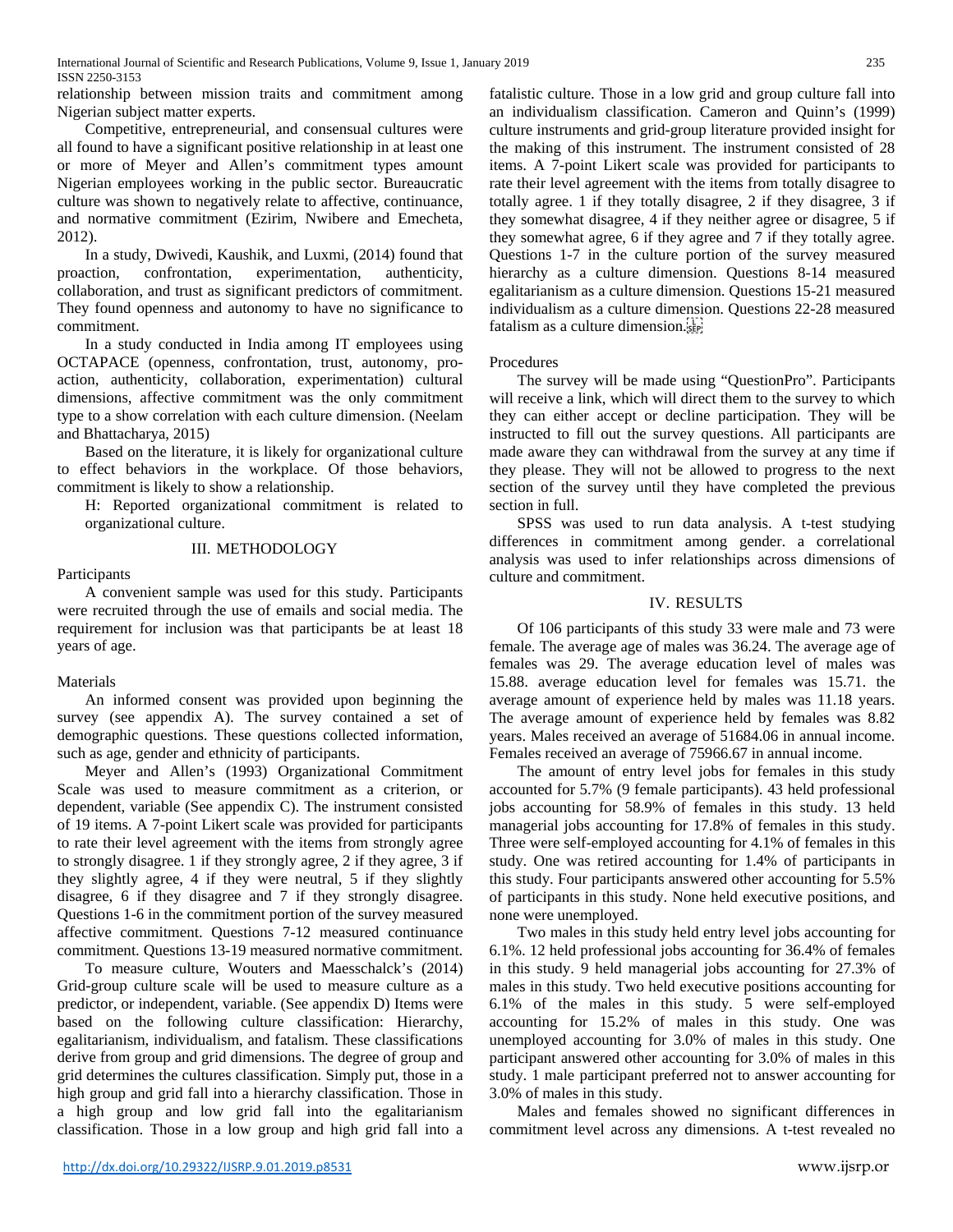relationship between mission traits and commitment among Nigerian subject matter experts.

Competitive, entrepreneurial, and consensual cultures were all found to have a significant positive relationship in at least one or more of Meyer and Allen's commitment types amount Nigerian employees working in the public sector. Bureaucratic culture was shown to negatively relate to affective, continuance, and normative commitment (Ezirim, Nwibere and Emecheta, 2012).

In a study, Dwivedi, Kaushik, and Luxmi, (2014) found that proaction, confrontation, experimentation, authenticity, collaboration, and trust as significant predictors of commitment. They found openness and autonomy to have no significance to commitment.

In a study conducted in India among IT employees using OCTAPACE (openness, confrontation, trust, autonomy, pro-action, authenticity, collaboration, experimentation) cultural dimensions, affective commitment was the only commitment type to a show correlation with each culture dimension. (Neelam and Bhattacharya, 2015)

Based on the literature, it is likely for organizational culture to effect behaviors in the workplace. Of those behaviors, commitment is likely to show a relationship.

H: Reported organizational commitment is related to organizational culture.

## III. METHODOLOGY

Participants

A convenient sample was used for this study. Participants were recruited through the use of emails and social media. The requirement for inclusion was that participants be at least 18 years of age.

Materials

An informed consent was provided upon beginning the survey (see appendix A). The survey contained a set of demographic questions. These questions collected information, such as age, gender and ethnicity of participants.

Meyer and Allen's (1993) Organizational Commitment Scale was used to measure commitment as a criterion, or dependent, variable (See appendix C). The instrument consisted of 19 items. A 7-point Likert scale was provided for participants to rate their level agreement with the items from strongly agree to strongly disagree. 1 if they strongly agree, 2 if they agree, 3 if they slightly agree, 4 if they were neutral, 5 if they slightly disagree, 6 if they disagree and 7 if they strongly disagree. Questions 1-6 in the commitment portion of the survey measured affective commitment. Questions 7-12 measured continuance commitment. Questions 13-19 measured normative commitment.

To measure culture, Wouters and Maesschalck's (2014) Grid-group culture scale will be used to measure culture as a predictor, or independent, variable. (See appendix D) Items were based on the following culture classification: Hierarchy, egalitarianism, individualism, and fatalism. These classifications derive from group and grid dimensions. The degree of group and grid determines the cultures classification. Simply put, those in a high group and grid fall into a hierarchy classification. Those in a high group and low grid fall into the egalitarianism classification. Those in a low group and high grid fall into a fatalistic culture. Those in a low grid and group culture fall into an individualism classification. Cameron and Quinn's (1999) culture instruments and grid-group literature provided insight for the making of this instrument. The instrument consisted of 28 items. A 7-point Likert scale was provided for participants to rate their level agreement with the items from totally disagree to totally agree. 1 if they totally disagree, 2 if they disagree, 3 if they somewhat disagree, 4 if they neither agree or disagree, 5 if they somewhat agree, 6 if they agree and 7 if they totally agree. Questions 1-7 in the culture portion of the survey measured hierarchy as a culture dimension. Questions 8-14 measured egalitarianism as a culture dimension. Questions 15-21 measured individualism as a culture dimension. Questions 22-28 measured fatalism as a culture dimension.

Procedures

The survey will be made using "QuestionPro". Participants will receive a link, which will direct them to the survey to which they can either accept or decline participation. They will be instructed to fill out the survey questions. All participants are made aware they can withdrawal from the survey at any time if they please. They will not be allowed to progress to the next section of the survey until they have completed the previous section in full.

SPSS was used to run data analysis. A t-test studying differences in commitment among gender. a correlational analysis was used to infer relationships across dimensions of culture and commitment.

## IV. RESULTS

Of 106 participants of this study 33 were male and 73 were female. The average age of males was 36.24. The average age of females was 29. The average education level of males was 15.88. average education level for females was 15.71. the average amount of experience held by males was 11.18 years. The average amount of experience held by females was 8.82 years. Males received an average of 51684.06 in annual income. Females received an average of 75966.67 in annual income.

The amount of entry level jobs for females in this study accounted for 5.7% (9 female participants). 43 held professional jobs accounting for 58.9% of females in this study. 13 held managerial jobs accounting for 17.8% of females in this study. Three were self-employed accounting for 4.1% of females in this study. One was retired accounting for 1.4% of participants in this study. Four participants answered other accounting for 5.5% of participants in this study. None held executive positions, and none were unemployed.

Two males in this study held entry level jobs accounting for 6.1%. 12 held professional jobs accounting for 36.4% of females in this study. 9 held managerial jobs accounting for 27.3% of males in this study. Two held executive positions accounting for 6.1% of the males in this study. 5 were self-employed accounting for 15.2% of males in this study. One was unemployed accounting for 3.0% of males in this study. One participant answered other accounting for 3.0% of males in this study. 1 male participant preferred not to answer accounting for 3.0% of males in this study.

Males and females showed no significant differences in commitment level across any dimensions. A t-test revealed no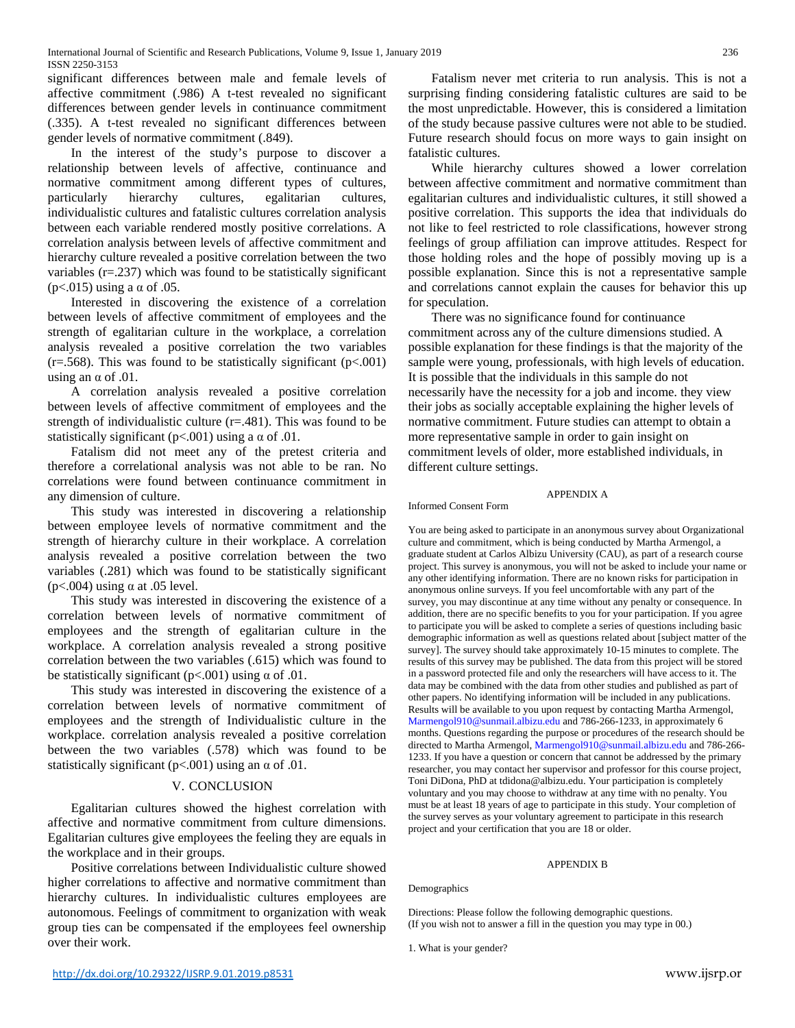significant differences between male and female levels of affective commitment (.986) A t-test revealed no significant differences between gender levels in continuance commitment (.335). A t-test revealed no significant differences between gender levels of normative commitment (.849).

In the interest of the study's purpose to discover a relationship between levels of affective, continuance and normative commitment among different types of cultures, particularly hierarchy cultures, egalitarian cultures, individualistic cultures and fatalistic cultures correlation analysis between each variable rendered mostly positive correlations. A correlation analysis between levels of affective commitment and hierarchy culture revealed a positive correlation between the two variables ($r=.237$) which was found to be statistically significant ($p<.015$) using a $\alpha$ of .05.

Interested in discovering the existence of a correlation between levels of affective commitment of employees and the strength of egalitarian culture in the workplace, a correlation analysis revealed a positive correlation the two variables ($r=.568$). This was found to be statistically significant ($p<.001$) using an $\alpha$ of .01.

A correlation analysis revealed a positive correlation between levels of affective commitment of employees and the strength of individualistic culture ($r=.481$). This was found to be statistically significant ($p<.001$) using a $\alpha$ of .01.

Fatalism did not meet any of the pretest criteria and therefore a correlational analysis was not able to be ran. No correlations were found between continuance commitment in any dimension of culture.

This study was interested in discovering a relationship between employee levels of normative commitment and the strength of hierarchy culture in their workplace. A correlation analysis revealed a positive correlation between the two variables (.281) which was found to be statistically significant ($p<.004$) using $\alpha$ at .05 level.

This study was interested in discovering the existence of a correlation between levels of normative commitment of employees and the strength of egalitarian culture in the workplace. A correlation analysis revealed a strong positive correlation between the two variables (.615) which was found to be statistically significant ($p<.001$) using $\alpha$ of .01.

This study was interested in discovering the existence of a correlation between levels of normative commitment of employees and the strength of Individualistic culture in the workplace. correlation analysis revealed a positive correlation between the two variables (.578) which was found to be statistically significant ($p<.001$) using an $\alpha$ of .01.

## V. CONCLUSION

Egalitarian cultures showed the highest correlation with affective and normative commitment from culture dimensions. Egalitarian cultures give employees the feeling they are equals in the workplace and in their groups.

Positive correlations between Individualistic culture showed higher correlations to affective and normative commitment than hierarchy cultures. In individualistic cultures employees are autonomous. Feelings of commitment to organization with weak group ties can be compensated if the employees feel ownership over their work.

Fatalism never met criteria to run analysis. This is not a surprising finding considering fatalistic cultures are said to be the most unpredictable. However, this is considered a limitation of the study because passive cultures were not able to be studied. Future research should focus on more ways to gain insight on fatalistic cultures.

While hierarchy cultures showed a lower correlation between affective commitment and normative commitment than egalitarian cultures and individualistic cultures, it still showed a positive correlation. This supports the idea that individuals do not like to feel restricted to role classifications, however strong feelings of group affiliation can improve attitudes. Respect for those holding roles and the hope of possibly moving up is a possible explanation. Since this is not a representative sample and correlations cannot explain the causes for behavior this up for speculation.

There was no significance found for continuance commitment across any of the culture dimensions studied. A possible explanation for these findings is that the majority of the sample were young, professionals, with high levels of education. It is possible that the individuals in this sample do not necessarily have the necessity for a job and income. they view their jobs as socially acceptable explaining the higher levels of normative commitment. Future studies can attempt to obtain a more representative sample in order to gain insight on commitment levels of older, more established individuals, in different culture settings.

## APPENDIX A

Informed Consent Form

You are being asked to participate in an anonymous survey about Organizational culture and commitment, which is being conducted by Martha Armengol, a graduate student at Carlos Albizu University (CAU), as part of a research course project. This survey is anonymous, you will not be asked to include your name or any other identifying information. There are no known risks for participation in anonymous online surveys. If you feel uncomfortable with any part of the survey, you may discontinue at any time without any penalty or consequence. In addition, there are no specific benefits to you for your participation. If you agree to participate you will be asked to complete a series of questions including basic demographic information as well as questions related about [subject matter of the survey]. The survey should take approximately 10-15 minutes to complete. The results of this survey may be published. The data from this project will be stored in a password protected file and only the researchers will have access to it. The data may be combined with the data from other studies and published as part of other papers. No identifying information will be included in any publications. Results will be available to you upon request by contacting Martha Armengol, Marmengol910@sunmail.albizu.edu and 786-266-1233, in approximately 6 months. Questions regarding the purpose or procedures of the research should be directed to Martha Armengol, Marmengol910@sunmail.albizu.edu and 786-266-1233. If you have a question or concern that cannot be addressed by the primary researcher, you may contact her supervisor and professor for this course project, Toni DiDona, PhD at tdidona@albizu.edu. Your participation is completely voluntary and you may choose to withdraw at any time with no penalty. You must be at least 18 years of age to participate in this study. Your completion of the survey serves as your voluntary agreement to participate in this research project and your certification that you are 18 or older.

## APPENDIX B

Demographics

Directions: Please follow the following demographic questions.
(If you wish not to answer a fill in the question you may type in 00.)

1. What is your gender?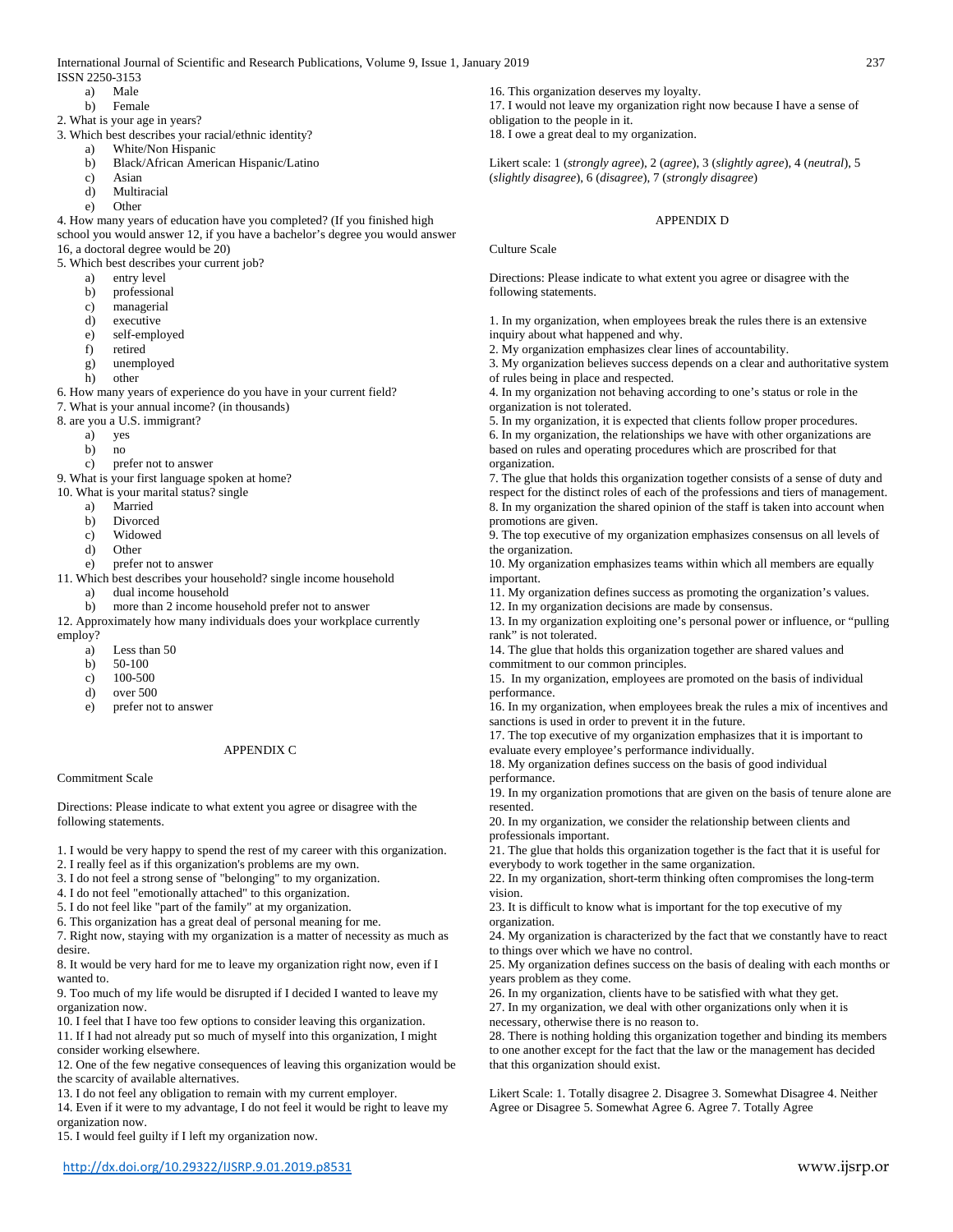a) Male
b) Female

2. What is your age in years?
3. Which best describes your racial/ethnic identity?
    a) White/Non Hispanic
    b) Black/African American Hispanic/Latino
    c) Asian
    d) Multiracial
    e) Other
4. How many years of education have you completed? (If you finished high school you would answer 12, if you have a bachelor's degree you would answer 16, a doctoral degree would be 20)
5. Which best describes your current job?
    a) entry level
    b) professional
    c) managerial
    d) executive
    e) self-employed
    f) retired
    g) unemployed
    h) other
6. How many years of experience do you have in your current field?
7. What is your annual income? (in thousands)
8. are you a U.S. immigrant?
    a) yes
    b) no
    c) prefer not to answer
9. What is your first language spoken at home?
10. What is your marital status? single
    a) Married
    b) Divorced
    c) Widowed
    d) Other
    e) prefer not to answer
11. Which best describes your household? single income household
    a) dual income household
    b) more than 2 income household prefer not to answer
12. Approximately how many individuals does your workplace currently employ?
    a) Less than 50
    b) 50-100
    c) 100-500
    d) over 500
    e) prefer not to answer

## APPENDIX C

Commitment Scale

Directions: Please indicate to what extent you agree or disagree with the following statements.

1. I would be very happy to spend the rest of my career with this organization.
2. I really feel as if this organization's problems are my own.
3. I do not feel a strong sense of "belonging" to my organization.
4. I do not feel "emotionally attached" to this organization.
5. I do not feel like "part of the family" at my organization.
6. This organization has a great deal of personal meaning for me.
7. Right now, staying with my organization is a matter of necessity as much as desire.
8. It would be very hard for me to leave my organization right now, even if I wanted to.
9. Too much of my life would be disrupted if I decided I wanted to leave my organization now.
10. I feel that I have too few options to consider leaving this organization.
11. If I had not already put so much of myself into this organization, I might consider working elsewhere.
12. One of the few negative consequences of leaving this organization would be the scarcity of available alternatives.
13. I do not feel any obligation to remain with my current employer.
14. Even if it were to my advantage, I do not feel it would be right to leave my organization now.
15. I would feel guilty if I left my organization now.
16. This organization deserves my loyalty.
17. I would not leave my organization right now because I have a sense of obligation to the people in it.
18. I owe a great deal to my organization.

Likert scale: 1 (*strongly agree*), 2 (*agree*), 3 (*slightly agree*), 4 (*neutral*), 5 (*slightly disagree*), 6 (*disagree*), 7 (*strongly disagree*)

## APPENDIX D

Culture Scale

Directions: Please indicate to what extent you agree or disagree with the following statements.

1. In my organization, when employees break the rules there is an extensive inquiry about what happened and why.
2. My organization emphasizes clear lines of accountability.
3. My organization believes success depends on a clear and authoritative system of rules being in place and respected.
4. In my organization not behaving according to one's status or role in the organization is not tolerated.
5. In my organization, it is expected that clients follow proper procedures.
6. In my organization, the relationships we have with other organizations are based on rules and operating procedures which are proscribed for that organization.
7. The glue that holds this organization together consists of a sense of duty and respect for the distinct roles of each of the professions and tiers of management.
8. In my organization the shared opinion of the staff is taken into account when promotions are given.
9. The top executive of my organization emphasizes consensus on all levels of the organization.
10. My organization emphasizes teams within which all members are equally important.
11. My organization defines success as promoting the organization's values.
12. In my organization decisions are made by consensus.
13. In my organization exploiting one's personal power or influence, or "pulling rank" is not tolerated.
14. The glue that holds this organization together are shared values and commitment to our common principles.
15. In my organization, employees are promoted on the basis of individual performance.
16. In my organization, when employees break the rules a mix of incentives and sanctions is used in order to prevent it in the future.
17. The top executive of my organization emphasizes that it is important to evaluate every employee's performance individually.
18. My organization defines success on the basis of good individual performance.
19. In my organization promotions that are given on the basis of tenure alone are resented.
20. In my organization, we consider the relationship between clients and professionals important.
21. The glue that holds this organization together is the fact that it is useful for everybody to work together in the same organization.
22. In my organization, short-term thinking often compromises the long-term vision.
23. It is difficult to know what is important for the top executive of my organization.
24. My organization is characterized by the fact that we constantly have to react to things over which we have no control.
25. My organization defines success on the basis of dealing with each months or years problem as they come.
26. In my organization, clients have to be satisfied with what they get.
27. In my organization, we deal with other organizations only when it is necessary, otherwise there is no reason to.
28. There is nothing holding this organization together and binding its members to one another except for the fact that the law or the management has decided that this organization should exist.

Likert Scale: 1. Totally disagree 2. Disagree 3. Somewhat Disagree 4. Neither Agree or Disagree 5. Somewhat Agree 6. Agree 7. Totally Agree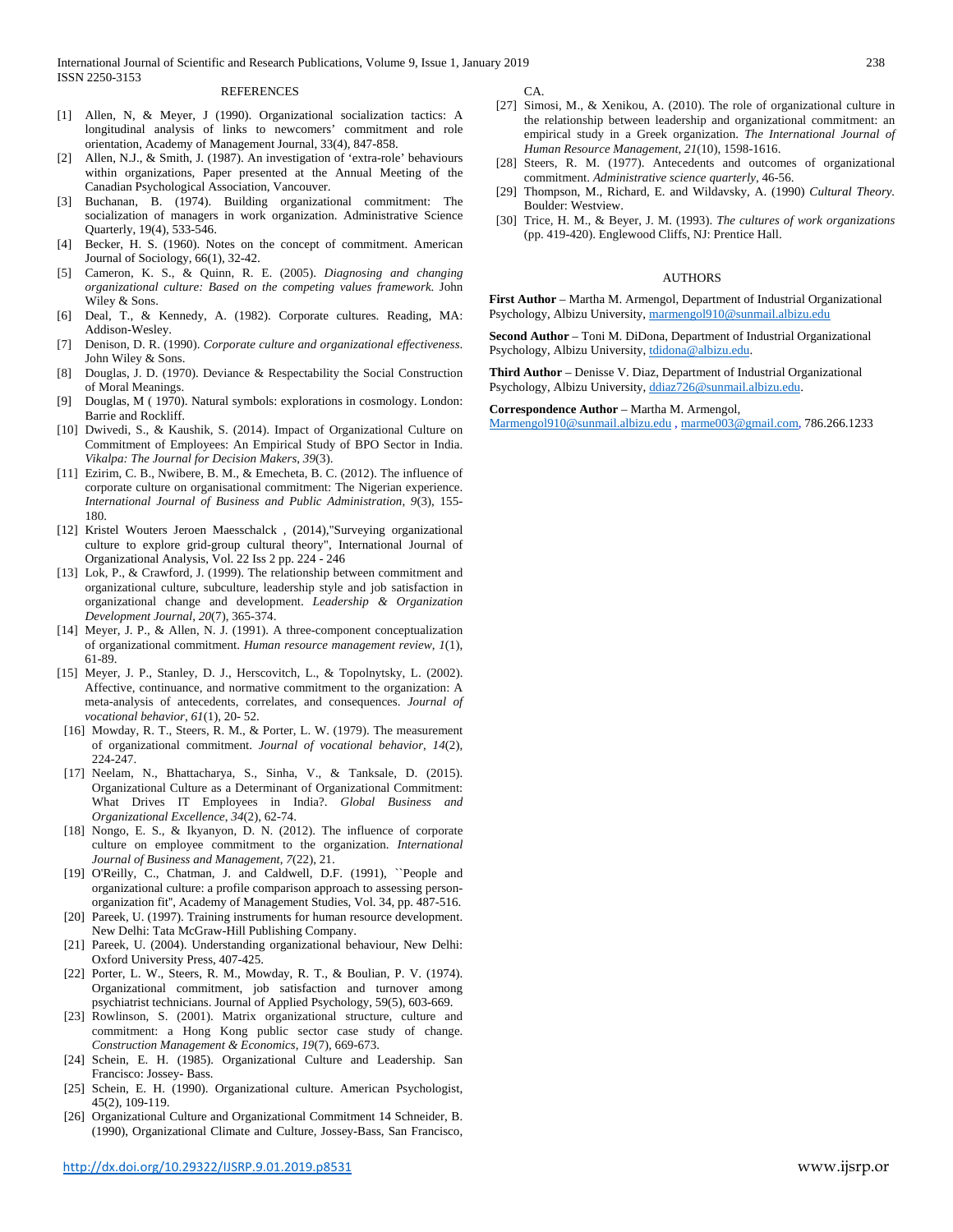## REFERENCES

[1] Allen, N, & Meyer, J (1990). Organizational socialization tactics: A longitudinal analysis of links to newcomers' commitment and role orientation, Academy of Management Journal, 33(4), 847-858.

[2] Allen, N.J., & Smith, J. (1987). An investigation of 'extra-role' behaviours within organizations, Paper presented at the Annual Meeting of the Canadian Psychological Association, Vancouver.

[3] Buchanan, B. (1974). Building organizational commitment: The socialization of managers in work organization. Administrative Science Quarterly, 19(4), 533-546.

[4] Becker, H. S. (1960). Notes on the concept of commitment. American Journal of Sociology, 66(1), 32-42.

[5] Cameron, K. S., & Quinn, R. E. (2005). *Diagnosing and changing organizational culture: Based on the competing values framework*. John Wiley & Sons.

[6] Deal, T., & Kennedy, A. (1982). Corporate cultures. Reading, MA: Addison-Wesley.

[7] Denison, D. R. (1990). *Corporate culture and organizational effectiveness*. John Wiley & Sons.

[8] Douglas, J. D. (1970). Deviance & Respectability the Social Construction of Moral Meanings.

[9] Douglas, M ( 1970). Natural symbols: explorations in cosmology. London: Barrie and Rockliff.

[10] Dwivedi, S., & Kaushik, S. (2014). Impact of Organizational Culture on Commitment of Employees: An Empirical Study of BPO Sector in India. *Vikalpa: The Journal for Decision Makers*, *39*(3).

[11] Ezirim, C. B., Nwibere, B. M., & Emecheta, B. C. (2012). The influence of corporate culture on organisational commitment: The Nigerian experience. *International Journal of Business and Public Administration*, *9*(3), 155-180.

[12] Kristel Wouters Jeroen Maesschalck , (2014),"Surveying organizational culture to explore grid-group cultural theory", International Journal of Organizational Analysis, Vol. 22 Iss 2 pp. 224 - 246

[13] Lok, P., & Crawford, J. (1999). The relationship between commitment and organizational culture, subculture, leadership style and job satisfaction in organizational change and development. *Leadership & Organization Development Journal*, *20*(7), 365-374.

[14] Meyer, J. P., & Allen, N. J. (1991). A three-component conceptualization of organizational commitment. *Human resource management review*, *1*(1), 61-89.

[15] Meyer, J. P., Stanley, D. J., Herscovitch, L., & Topolnytsky, L. (2002). Affective, continuance, and normative commitment to the organization: A meta-analysis of antecedents, correlates, and consequences. *Journal of vocational behavior*, *61*(1), 20- 52.

[16] Mowday, R. T., Steers, R. M., & Porter, L. W. (1979). The measurement of organizational commitment. *Journal of vocational behavior*, *14*(2), 224-247.

[17] Neelam, N., Bhattacharya, S., Sinha, V., & Tanksale, D. (2015). Organizational Culture as a Determinant of Organizational Commitment: What Drives IT Employees in India?. *Global Business and Organizational Excellence*, *34*(2), 62-74.

[18] Nongo, E. S., & Ikyanyon, D. N. (2012). The influence of corporate culture on employee commitment to the organization. *International Journal of Business and Management*, *7*(22), 21.

[19] O'Reilly, C., Chatman, J. and Caldwell, D.F. (1991), ``People and organizational culture: a profile comparison approach to assessing person-organization fit'', Academy of Management Studies, Vol. 34, pp. 487-516.

[20] Pareek, U. (1997). Training instruments for human resource development. New Delhi: Tata McGraw-Hill Publishing Company.

[21] Pareek, U. (2004). Understanding organizational behaviour, New Delhi: Oxford University Press, 407-425.

[22] Porter, L. W., Steers, R. M., Mowday, R. T., & Boulian, P. V. (1974). Organizational commitment, job satisfaction and turnover among psychiatrist technicians. Journal of Applied Psychology, 59(5), 603-669.

[23] Rowlinson, S. (2001). Matrix organizational structure, culture and commitment: a Hong Kong public sector case study of change. *Construction Management & Economics*, *19*(7), 669-673.

[24] Schein, E. H. (1985). Organizational Culture and Leadership. San Francisco: Jossey- Bass.

[25] Schein, E. H. (1990). Organizational culture. American Psychologist, 45(2), 109-119.

[26] Organizational Culture and Organizational Commitment 14 Schneider, B. (1990), Organizational Climate and Culture, Jossey-Bass, San Francisco, CA.

[27] Simosi, M., & Xenikou, A. (2010). The role of organizational culture in the relationship between leadership and organizational commitment: an empirical study in a Greek organization. *The International Journal of Human Resource Management*, *21*(10), 1598-1616.

[28] Steers, R. M. (1977). Antecedents and outcomes of organizational commitment. *Administrative science quarterly*, 46-56.

[29] Thompson, M., Richard, E. and Wildavsky, A. (1990) *Cultural Theory.* Boulder: Westview.

[30] Trice, H. M., & Beyer, J. M. (1993). *The cultures of work organizations* (pp. 419-420). Englewood Cliffs, NJ: Prentice Hall.

## AUTHORS

**First Author** – Martha M. Armengol, Department of Industrial Organizational Psychology, Albizu University, marmengol910@sunmail.albizu.edu

**Second Author** – Toni M. DiDona, Department of Industrial Organizational Psychology, Albizu University, tdidona@albizu.edu.

**Third Author** – Denisse V. Diaz, Department of Industrial Organizational Psychology, Albizu University, ddiaz726@sunmail.albizu.edu.

**Correspondence Author** – Martha M. Armengol, Marmengol910@sunmail.albizu.edu , marme003@gmail.com, 786.266.1233